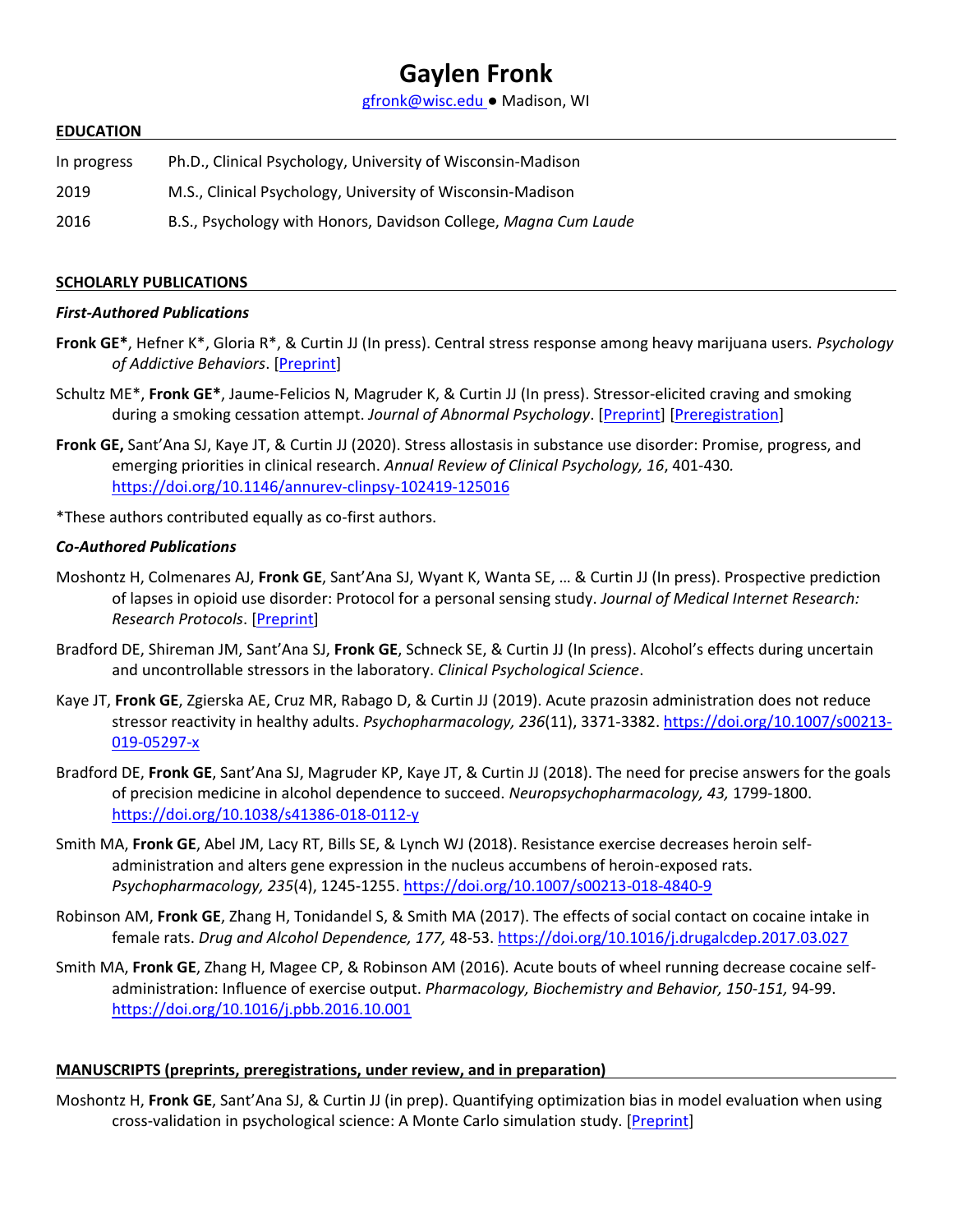# Gaylen Fronk

gfronk@wisc.edu ● Madison, WI

## EDUCATION

| | |
|---|---|
| In progress | Ph.D., Clinical Psychology, University of Wisconsin-Madison |
| 2019 | M.S., Clinical Psychology, University of Wisconsin-Madison |
| 2016 | B.S., Psychology with Honors, Davidson College, *Magna Cum Laude* |

## SCHOLARLY PUBLICATIONS

### *First-Authored Publications*

**Fronk GE***, Hefner K*, Gloria R*, & Curtin JJ (In press). Central stress response among heavy marijuana users. *Psychology of Addictive Behaviors*. [Preprint]

Schultz ME*, **Fronk GE***, Jaume-Felicios N, Magruder K, & Curtin JJ (In press). Stressor-elicited craving and smoking during a smoking cessation attempt. *Journal of Abnormal Psychology*. [Preprint] [Preregistration]

**Fronk GE,** Sant'Ana SJ, Kaye JT, & Curtin JJ (2020). Stress allostasis in substance use disorder: Promise, progress, and emerging priorities in clinical research. *Annual Review of Clinical Psychology, 16*, 401-430. https://doi.org/10.1146/annurev-clinpsy-102419-125016

*These authors contributed equally as co-first authors.

### *Co-Authored Publications*

Moshontz H, Colmenares AJ, **Fronk GE**, Sant'Ana SJ, Wyant K, Wanta SE, … & Curtin JJ (In press). Prospective prediction of lapses in opioid use disorder: Protocol for a personal sensing study. *Journal of Medical Internet Research: Research Protocols*. [Preprint]

Bradford DE, Shireman JM, Sant'Ana SJ, **Fronk GE**, Schneck SE, & Curtin JJ (In press). Alcohol's effects during uncertain and uncontrollable stressors in the laboratory. *Clinical Psychological Science*.

Kaye JT, **Fronk GE**, Zgierska AE, Cruz MR, Rabago D, & Curtin JJ (2019). Acute prazosin administration does not reduce stressor reactivity in healthy adults. *Psychopharmacology, 236*(11), 3371-3382. https://doi.org/10.1007/s00213-019-05297-x

Bradford DE, **Fronk GE**, Sant'Ana SJ, Magruder KP, Kaye JT, & Curtin JJ (2018). The need for precise answers for the goals of precision medicine in alcohol dependence to succeed. *Neuropsychopharmacology, 43,* 1799-1800. https://doi.org/10.1038/s41386-018-0112-y

Smith MA, **Fronk GE**, Abel JM, Lacy RT, Bills SE, & Lynch WJ (2018). Resistance exercise decreases heroin self-administration and alters gene expression in the nucleus accumbens of heroin-exposed rats. *Psychopharmacology, 235*(4), 1245-1255. https://doi.org/10.1007/s00213-018-4840-9

Robinson AM, **Fronk GE**, Zhang H, Tonidandel S, & Smith MA (2017). The effects of social contact on cocaine intake in female rats. *Drug and Alcohol Dependence, 177,* 48-53. https://doi.org/10.1016/j.drugalcdep.2017.03.027

Smith MA, **Fronk GE**, Zhang H, Magee CP, & Robinson AM (2016). Acute bouts of wheel running decrease cocaine self-administration: Influence of exercise output. *Pharmacology, Biochemistry and Behavior, 150-151,* 94-99. https://doi.org/10.1016/j.pbb.2016.10.001

## MANUSCRIPTS (preprints, preregistrations, under review, and in preparation)

Moshontz H, **Fronk GE**, Sant'Ana SJ, & Curtin JJ (in prep). Quantifying optimization bias in model evaluation when using cross-validation in psychological science: A Monte Carlo simulation study. [Preprint]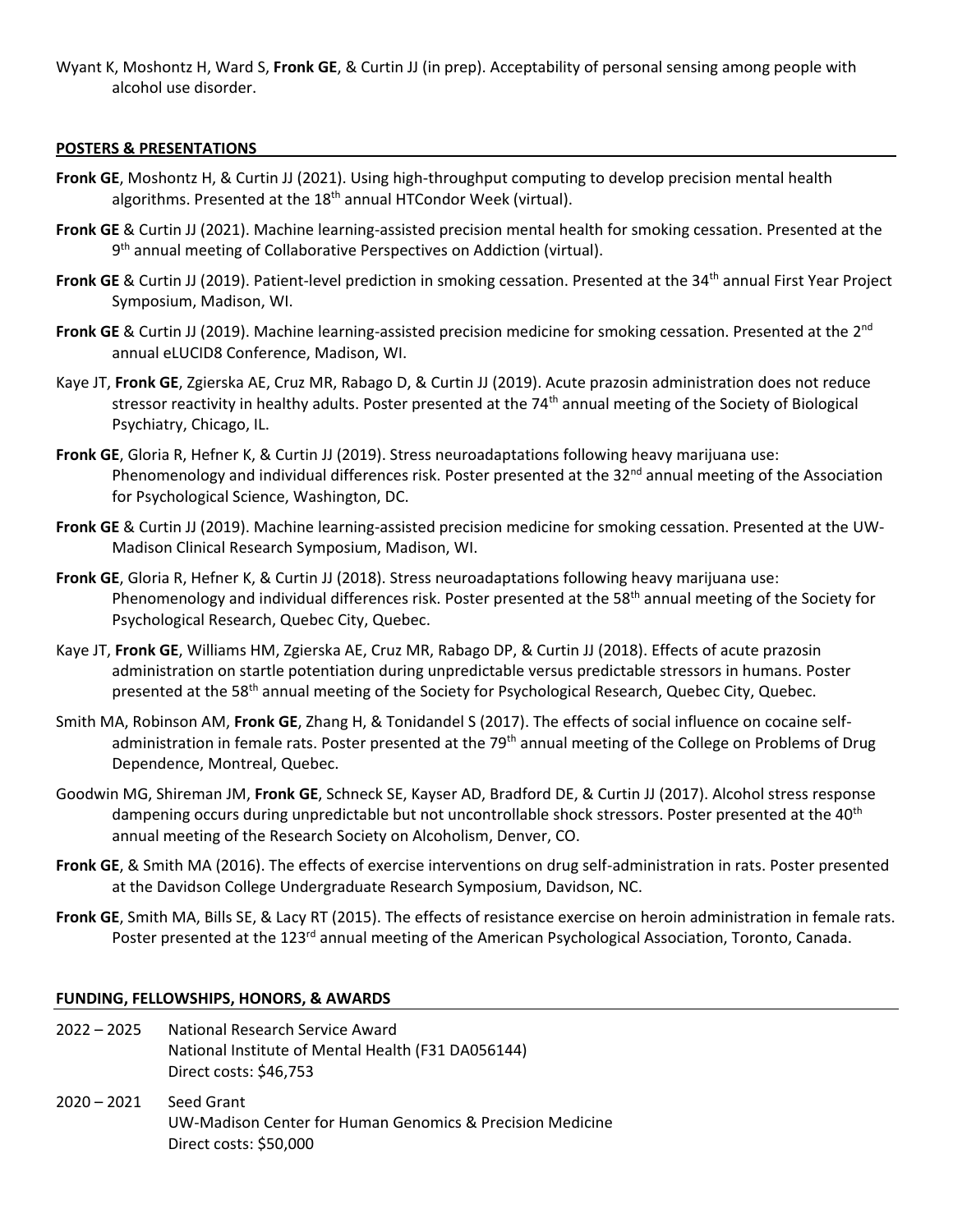Wyant K, Moshontz H, Ward S, **Fronk GE**, & Curtin JJ (in prep). Acceptability of personal sensing among people with alcohol use disorder.

## POSTERS & PRESENTATIONS

**Fronk GE**, Moshontz H, & Curtin JJ (2021). Using high-throughput computing to develop precision mental health algorithms. Presented at the 18th annual HTCondor Week (virtual).

**Fronk GE** & Curtin JJ (2021). Machine learning-assisted precision mental health for smoking cessation. Presented at the 9th annual meeting of Collaborative Perspectives on Addiction (virtual).

**Fronk GE** & Curtin JJ (2019). Patient-level prediction in smoking cessation. Presented at the 34th annual First Year Project Symposium, Madison, WI.

**Fronk GE** & Curtin JJ (2019). Machine learning-assisted precision medicine for smoking cessation. Presented at the 2nd annual eLUCID8 Conference, Madison, WI.

Kaye JT, **Fronk GE**, Zgierska AE, Cruz MR, Rabago D, & Curtin JJ (2019). Acute prazosin administration does not reduce stressor reactivity in healthy adults. Poster presented at the 74th annual meeting of the Society of Biological Psychiatry, Chicago, IL.

**Fronk GE**, Gloria R, Hefner K, & Curtin JJ (2019). Stress neuroadaptations following heavy marijuana use: Phenomenology and individual differences risk. Poster presented at the 32nd annual meeting of the Association for Psychological Science, Washington, DC.

**Fronk GE** & Curtin JJ (2019). Machine learning-assisted precision medicine for smoking cessation. Presented at the UW-Madison Clinical Research Symposium, Madison, WI.

**Fronk GE**, Gloria R, Hefner K, & Curtin JJ (2018). Stress neuroadaptations following heavy marijuana use: Phenomenology and individual differences risk. Poster presented at the 58th annual meeting of the Society for Psychological Research, Quebec City, Quebec.

Kaye JT, **Fronk GE**, Williams HM, Zgierska AE, Cruz MR, Rabago DP, & Curtin JJ (2018). Effects of acute prazosin administration on startle potentiation during unpredictable versus predictable stressors in humans. Poster presented at the 58th annual meeting of the Society for Psychological Research, Quebec City, Quebec.

Smith MA, Robinson AM, **Fronk GE**, Zhang H, & Tonidandel S (2017). The effects of social influence on cocaine self-administration in female rats. Poster presented at the 79th annual meeting of the College on Problems of Drug Dependence, Montreal, Quebec.

Goodwin MG, Shireman JM, **Fronk GE**, Schneck SE, Kayser AD, Bradford DE, & Curtin JJ (2017). Alcohol stress response dampening occurs during unpredictable but not uncontrollable shock stressors. Poster presented at the 40th annual meeting of the Research Society on Alcoholism, Denver, CO.

**Fronk GE**, & Smith MA (2016). The effects of exercise interventions on drug self-administration in rats. Poster presented at the Davidson College Undergraduate Research Symposium, Davidson, NC.

**Fronk GE**, Smith MA, Bills SE, & Lacy RT (2015). The effects of resistance exercise on heroin administration in female rats. Poster presented at the 123rd annual meeting of the American Psychological Association, Toronto, Canada.

## FUNDING, FELLOWSHIPS, HONORS, & AWARDS

2022 – 2025 National Research Service Award
National Institute of Mental Health (F31 DA056144)
Direct costs: $46,753

2020 – 2021 Seed Grant
UW-Madison Center for Human Genomics & Precision Medicine
Direct costs: $50,000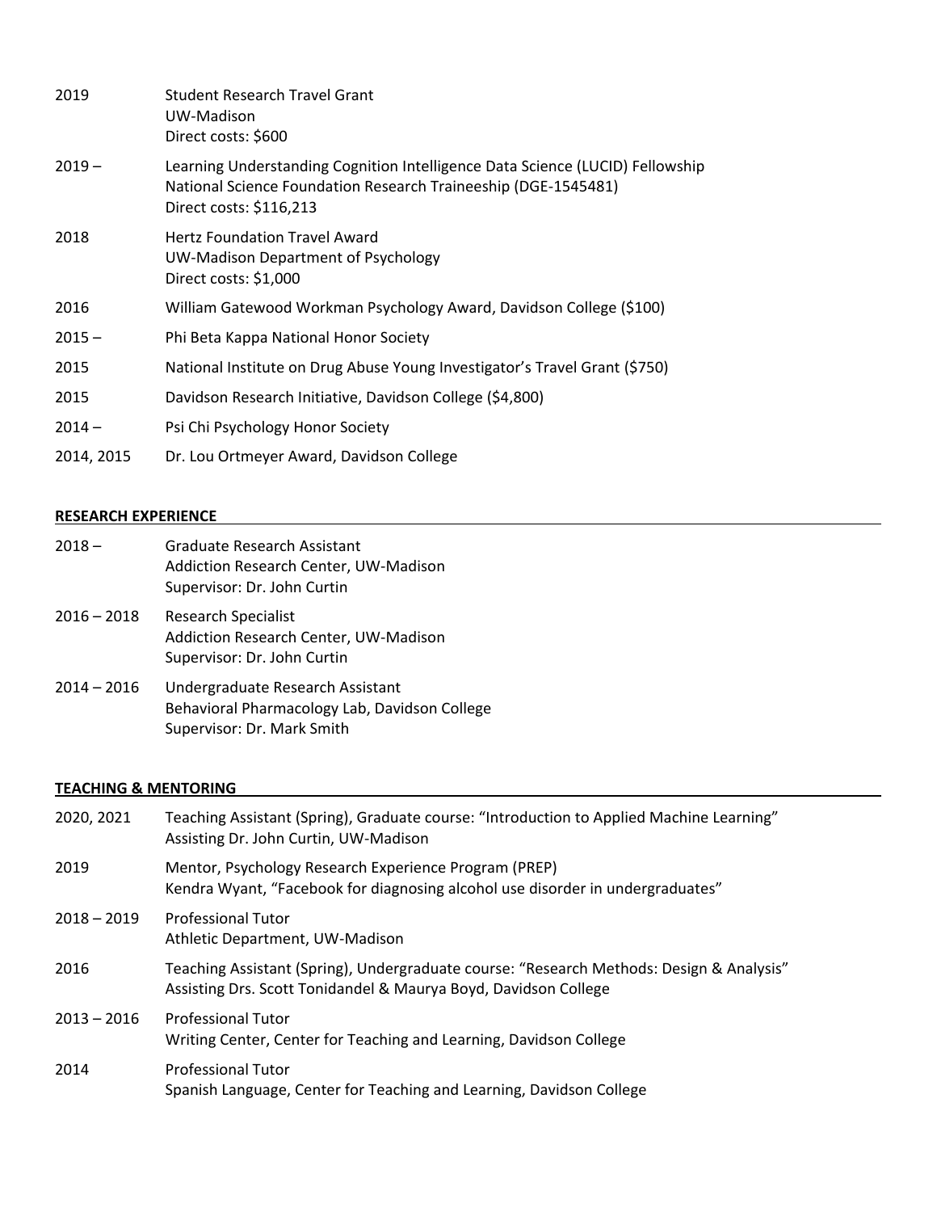| | |
|---|---|
| 2019 | Student Research Travel Grant<br>UW-Madison<br>Direct costs: $600 |
| 2019 – | Learning Understanding Cognition Intelligence Data Science (LUCID) Fellowship<br>National Science Foundation Research Traineeship (DGE-1545481)<br>Direct costs: $116,213 |
| 2018 | Hertz Foundation Travel Award<br>UW-Madison Department of Psychology<br>Direct costs: $1,000 |
| 2016 | William Gatewood Workman Psychology Award, Davidson College ($100) |
| 2015 – | Phi Beta Kappa National Honor Society |
| 2015 | National Institute on Drug Abuse Young Investigator's Travel Grant ($750) |
| 2015 | Davidson Research Initiative, Davidson College ($4,800) |
| 2014 – | Psi Chi Psychology Honor Society |
| 2014, 2015 | Dr. Lou Ortmeyer Award, Davidson College |

## RESEARCH EXPERIENCE

| | |
|---|---|
| 2018 – | Graduate Research Assistant<br>Addiction Research Center, UW-Madison<br>Supervisor: Dr. John Curtin |
| 2016 – 2018 | Research Specialist<br>Addiction Research Center, UW-Madison<br>Supervisor: Dr. John Curtin |
| 2014 – 2016 | Undergraduate Research Assistant<br>Behavioral Pharmacology Lab, Davidson College<br>Supervisor: Dr. Mark Smith |

## TEACHING & MENTORING

| | |
|---|---|
| 2020, 2021 | Teaching Assistant (Spring), Graduate course: "Introduction to Applied Machine Learning"<br>Assisting Dr. John Curtin, UW-Madison |
| 2019 | Mentor, Psychology Research Experience Program (PREP)<br>Kendra Wyant, "Facebook for diagnosing alcohol use disorder in undergraduates" |
| 2018 – 2019 | Professional Tutor<br>Athletic Department, UW-Madison |
| 2016 | Teaching Assistant (Spring), Undergraduate course: "Research Methods: Design & Analysis"<br>Assisting Drs. Scott Tonidandel & Maurya Boyd, Davidson College |
| 2013 – 2016 | Professional Tutor<br>Writing Center, Center for Teaching and Learning, Davidson College |
| 2014 | Professional Tutor<br>Spanish Language, Center for Teaching and Learning, Davidson College |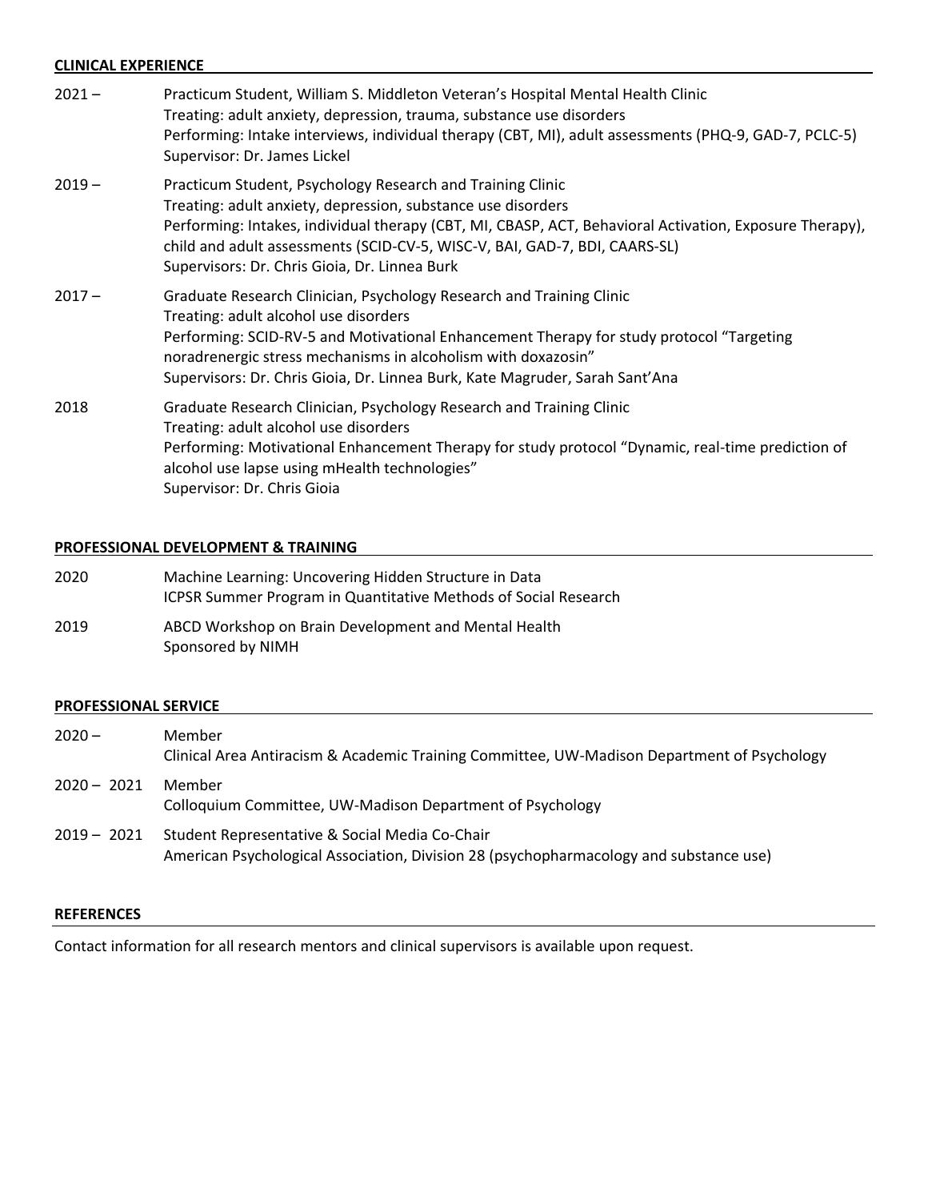## CLINICAL EXPERIENCE

**2021 –** Practicum Student, William S. Middleton Veteran's Hospital Mental Health Clinic
Treating: adult anxiety, depression, trauma, substance use disorders
Performing: Intake interviews, individual therapy (CBT, MI), adult assessments (PHQ-9, GAD-7, PCLC-5)
Supervisor: Dr. James Lickel

**2019 –** Practicum Student, Psychology Research and Training Clinic
Treating: adult anxiety, depression, substance use disorders
Performing: Intakes, individual therapy (CBT, MI, CBASP, ACT, Behavioral Activation, Exposure Therapy), child and adult assessments (SCID-CV-5, WISC-V, BAI, GAD-7, BDI, CAARS-SL)
Supervisors: Dr. Chris Gioia, Dr. Linnea Burk

**2017 –** Graduate Research Clinician, Psychology Research and Training Clinic
Treating: adult alcohol use disorders
Performing: SCID-RV-5 and Motivational Enhancement Therapy for study protocol "Targeting noradrenergic stress mechanisms in alcoholism with doxazosin"
Supervisors: Dr. Chris Gioia, Dr. Linnea Burk, Kate Magruder, Sarah Sant'Ana

**2018** Graduate Research Clinician, Psychology Research and Training Clinic
Treating: adult alcohol use disorders
Performing: Motivational Enhancement Therapy for study protocol "Dynamic, real-time prediction of alcohol use lapse using mHealth technologies"
Supervisor: Dr. Chris Gioia

## PROFESSIONAL DEVELOPMENT & TRAINING

**2020** Machine Learning: Uncovering Hidden Structure in Data
ICPSR Summer Program in Quantitative Methods of Social Research

**2019** ABCD Workshop on Brain Development and Mental Health
Sponsored by NIMH

## PROFESSIONAL SERVICE

**2020 –** Member
Clinical Area Antiracism & Academic Training Committee, UW-Madison Department of Psychology

**2020 – 2021** Member
Colloquium Committee, UW-Madison Department of Psychology

**2019 – 2021** Student Representative & Social Media Co-Chair
American Psychological Association, Division 28 (psychopharmacology and substance use)

## REFERENCES

Contact information for all research mentors and clinical supervisors is available upon request.